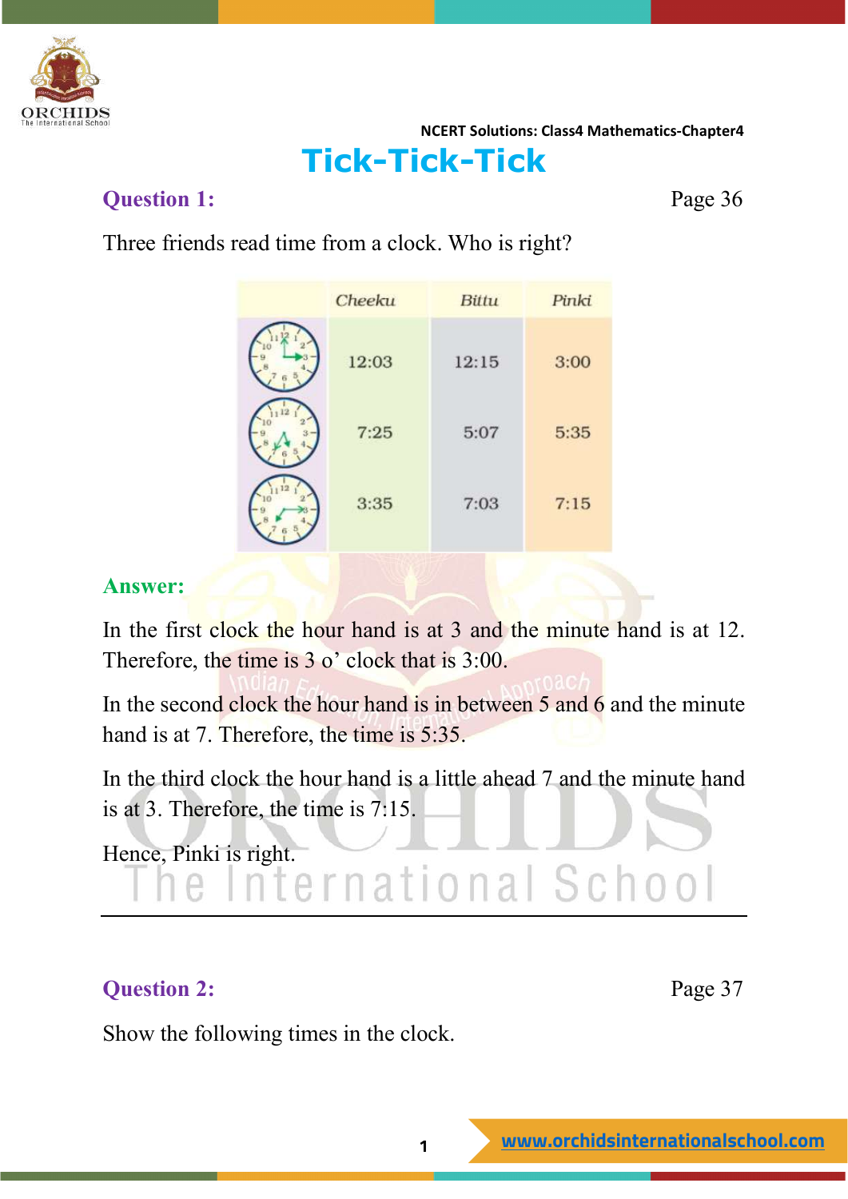NCERT Solutions: Class4 Mathematics-Chapter4

# Tick-Tick-Tick

**Question 1:** Page 36

Three friends read time from a clock. Who is right?

| | Cheeku | Bittu | Pinki |
|---|---|---|---|
| (clock 1) | 12:03 | 12:15 | 3:00 |
| (clock 2) | 7:25 | 5:07 | 5:35 |
| (clock 3) | 3:35 | 7:03 | 7:15 |

**Answer:**

In the first clock the hour hand is at 3 and the minute hand is at 12. Therefore, the time is 3 o' clock that is 3:00.

In the second clock the hour hand is in between 5 and 6 and the minute hand is at 7. Therefore, the time is 5:35.

In the third clock the hour hand is a little ahead 7 and the minute hand is at 3. Therefore, the time is 7:15.

Hence, Pinki is right.

---

**Question 2:** Page 37

Show the following times in the clock.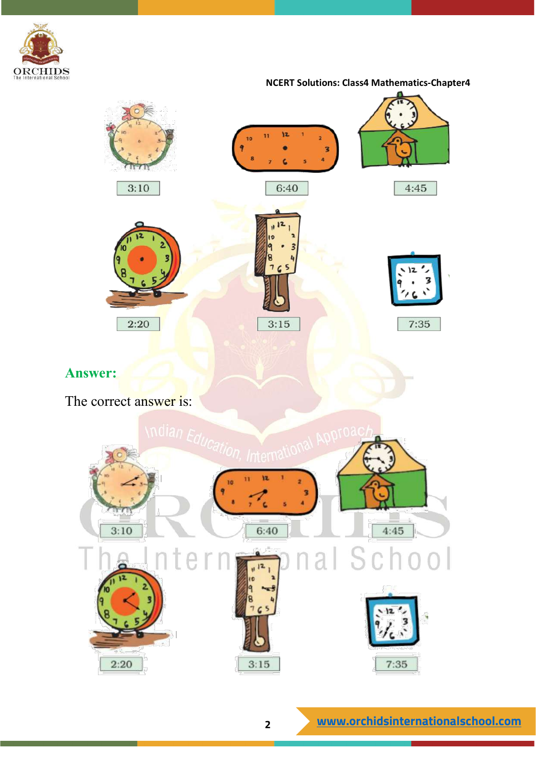3:10

6:40

4:45

2:20

3:15

7:35

**Answer:**

The correct answer is:

3:10

6:40

4:45

2:20

3:15

7:35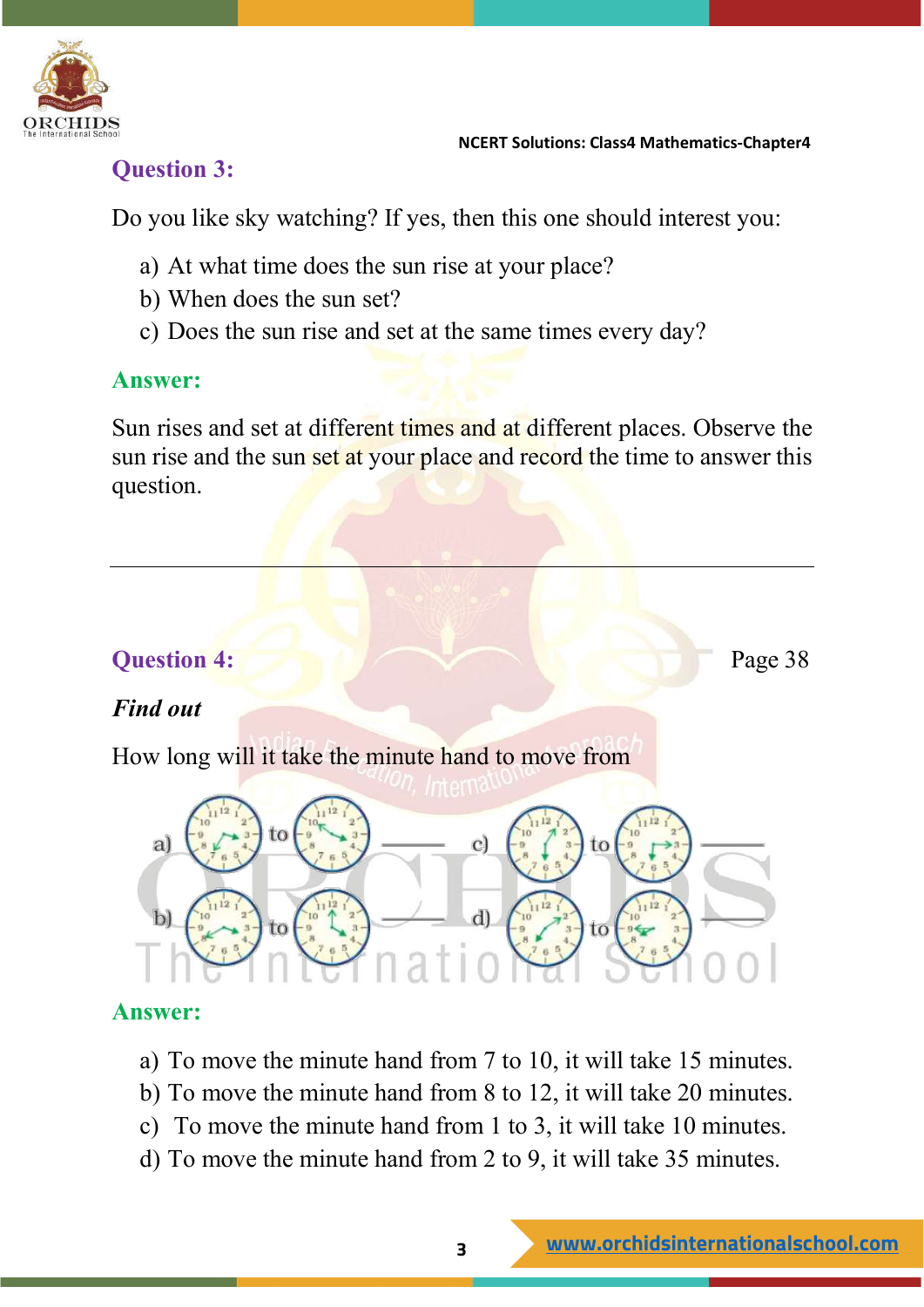## Question 3:

Do you like sky watching? If yes, then this one should interest you:

a) At what time does the sun rise at your place?
b) When does the sun set?
c) Does the sun rise and set at the same times every day?

## Answer:

Sun rises and set at different times and at different places. Observe the sun rise and the sun set at your place and record the time to answer this question.

---

## Question 4:

Page 38

***Find out***

How long will it take the minute hand to move from

a) to ______ c) to ______

b) to ______ d) to ______

## Answer:

a) To move the minute hand from 7 to 10, it will take 15 minutes.
b) To move the minute hand from 8 to 12, it will take 20 minutes.
c) To move the minute hand from 1 to 3, it will take 10 minutes.
d) To move the minute hand from 2 to 9, it will take 35 minutes.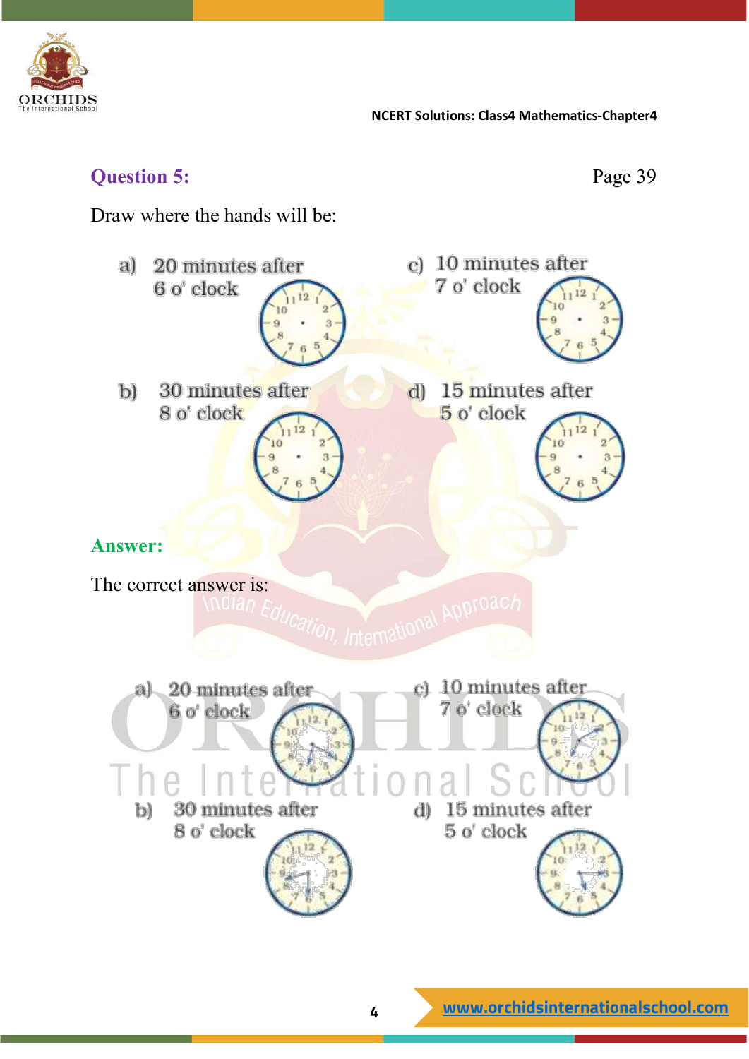**Question 5:**

Page 39

Draw where the hands will be:

a) 20 minutes after 6 o' clock

b) 30 minutes after 8 o' clock

c) 10 minutes after 7 o' clock

d) 15 minutes after 5 o' clock

**Answer:**

The correct answer is:

a) 20 minutes after 6 o' clock

b) 30 minutes after 8 o' clock

c) 10 minutes after 7 o' clock

d) 15 minutes after 5 o' clock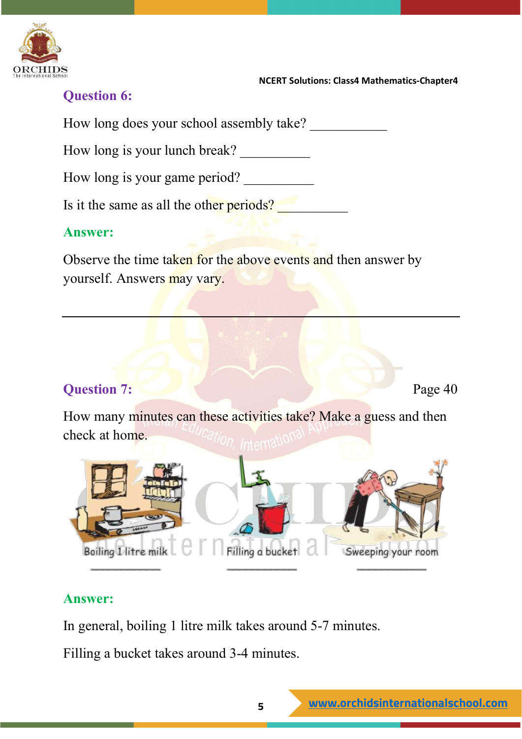### Question 6:

How long does your school assembly take? ___________

How long is your lunch break? __________

How long is your game period? __________

Is it the same as all the other periods? __________

### Answer:

Observe the time taken for the above events and then answer by yourself. Answers may vary.

---

### Question 7:

Page 40

How many minutes can these activities take? Make a guess and then check at home.

Boiling 1 litre milk ____________

Filling a bucket ____________

Sweeping your room ____________

### Answer:

In general, boiling 1 litre milk takes around 5-7 minutes.

Filling a bucket takes around 3-4 minutes.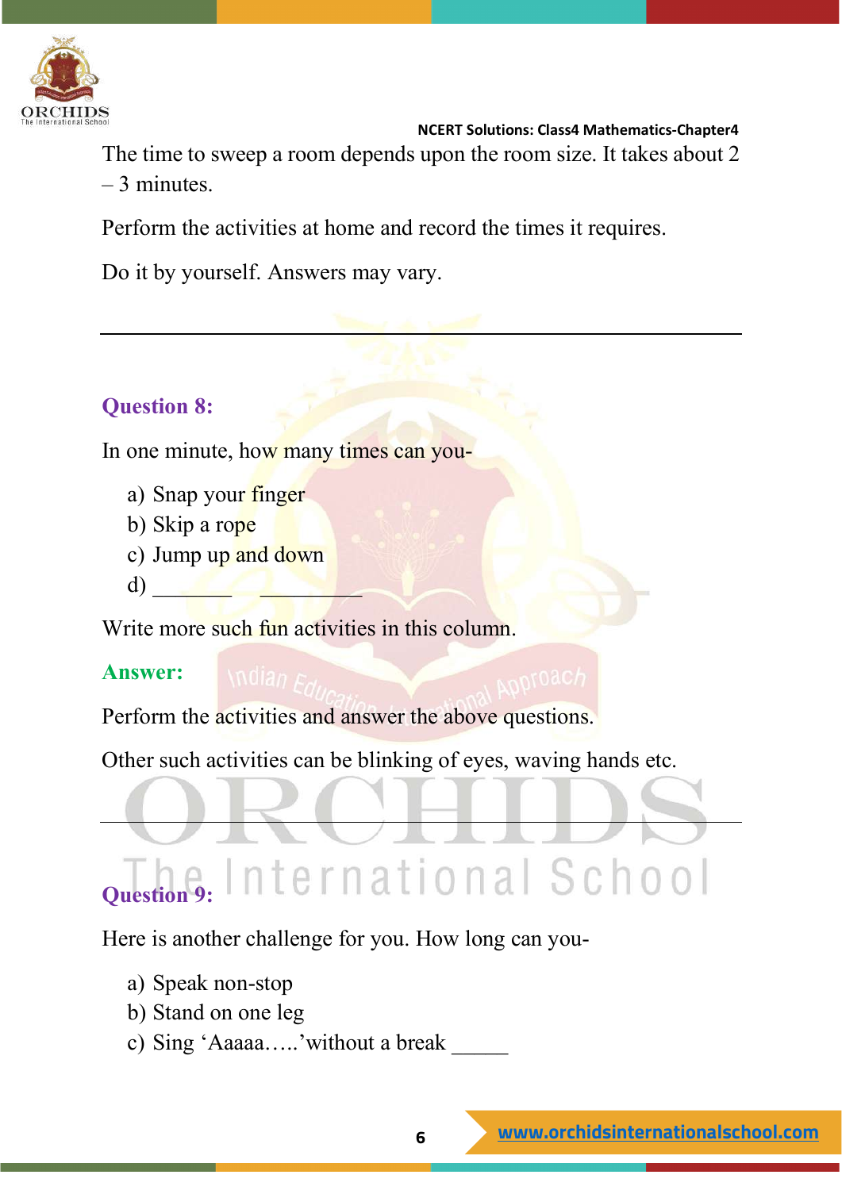The time to sweep a room depends upon the room size. It takes about 2 – 3 minutes.

Perform the activities at home and record the times it requires.

Do it by yourself. Answers may vary.

---

### Question 8:

In one minute, how many times can you-

a) Snap your finger
b) Skip a rope
c) Jump up and down
d) _______ _________

Write more such fun activities in this column.

**Answer:**

Perform the activities and answer the above questions.

Other such activities can be blinking of eyes, waving hands etc.

---

### Question 9:

Here is another challenge for you. How long can you-

a) Speak non-stop
b) Stand on one leg
c) Sing 'Aaaaa…..'without a break _____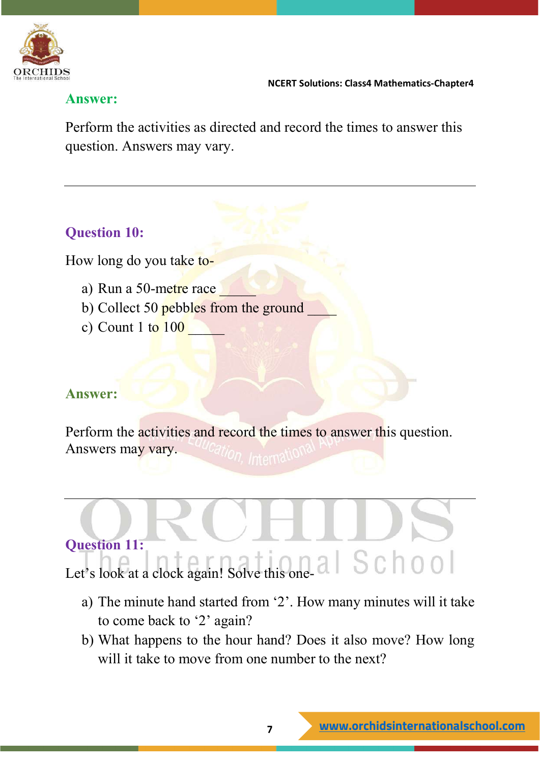**Answer:**

Perform the activities as directed and record the times to answer this question. Answers may vary.

---

**Question 10:**

How long do you take to-

a) Run a 50-metre race _____
b) Collect 50 pebbles from the ground ____
c) Count 1 to 100 _____

**Answer:**

Perform the activities and record the times to answer this question. Answers may vary.

---

**Question 11:**

Let's look at a clock again! Solve this one-

a) The minute hand started from '2'. How many minutes will it take to come back to '2' again?
b) What happens to the hour hand? Does it also move? How long will it take to move from one number to the next?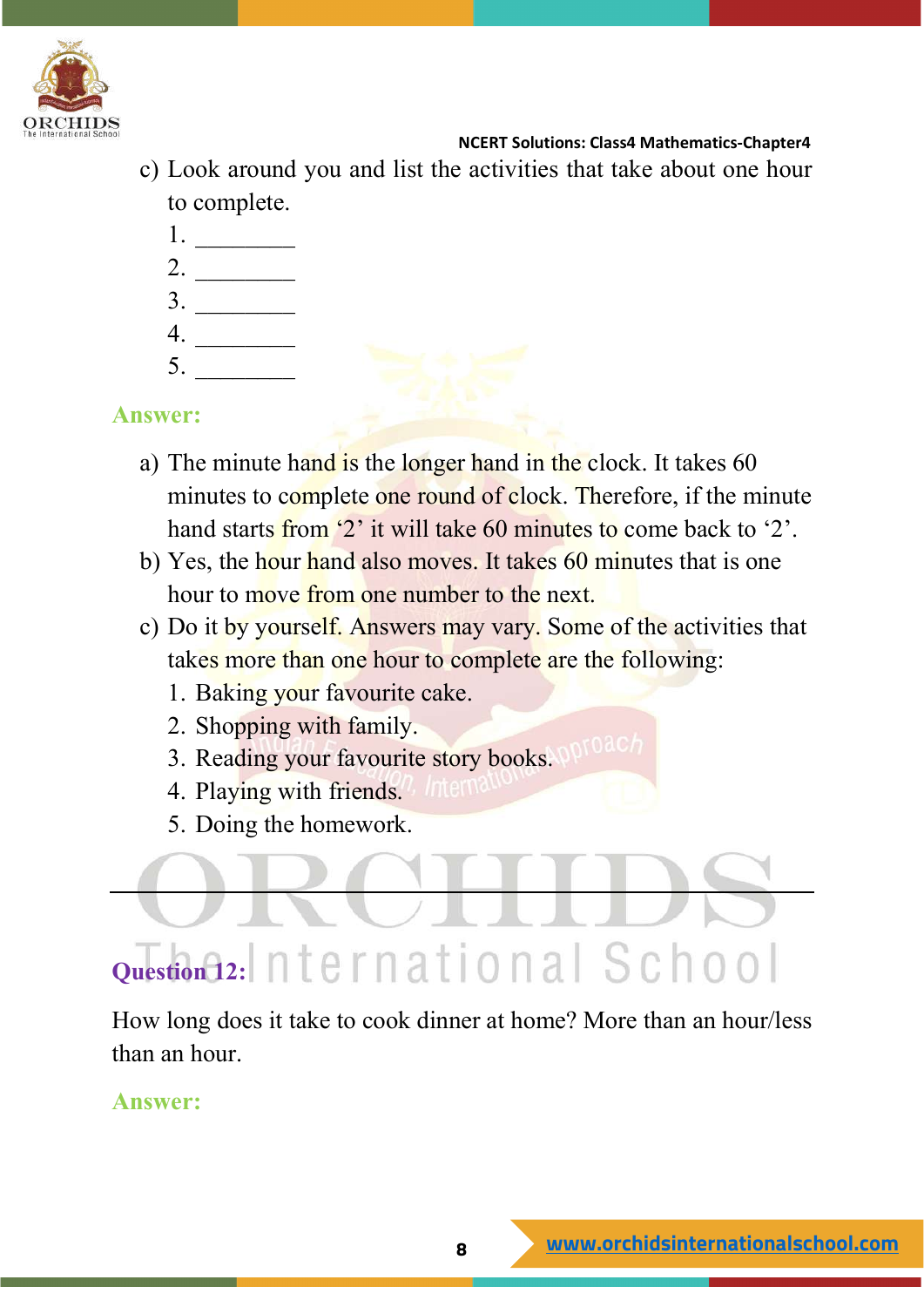c) Look around you and list the activities that take about one hour to complete.

1. ________
2. ________
3. ________
4. ________
5. ________

**Answer:**

a) The minute hand is the longer hand in the clock. It takes 60 minutes to complete one round of clock. Therefore, if the minute hand starts from '2' it will take 60 minutes to come back to '2'.

b) Yes, the hour hand also moves. It takes 60 minutes that is one hour to move from one number to the next.

c) Do it by yourself. Answers may vary. Some of the activities that takes more than one hour to complete are the following:

1. Baking your favourite cake.
2. Shopping with family.
3. Reading your favourite story books.
4. Playing with friends.
5. Doing the homework.

---

**Question 12:**

How long does it take to cook dinner at home? More than an hour/less than an hour.

**Answer:**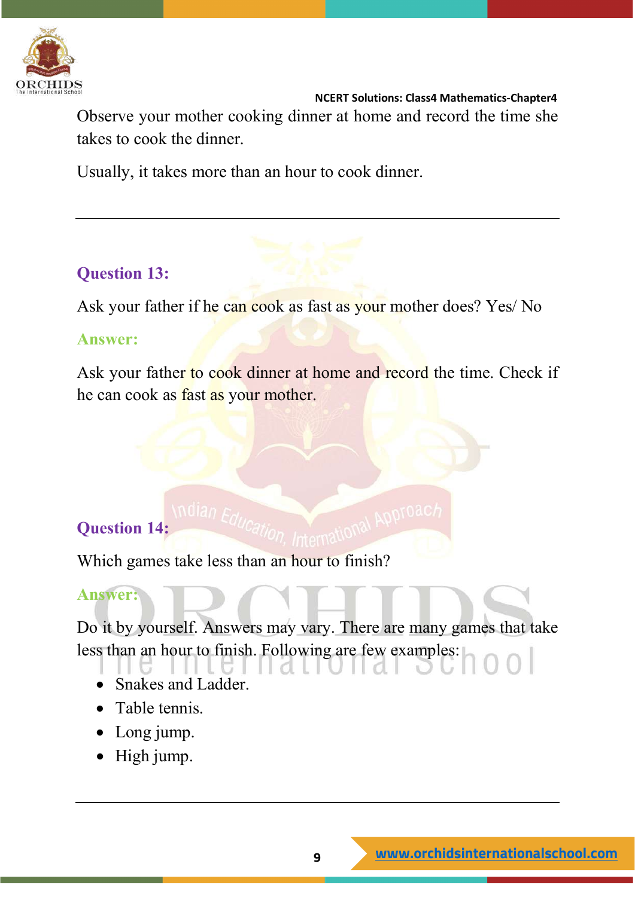Observe your mother cooking dinner at home and record the time she takes to cook the dinner.

Usually, it takes more than an hour to cook dinner.

---

### Question 13:

Ask your father if he can cook as fast as your mother does? Yes/ No

**Answer:**

Ask your father to cook dinner at home and record the time. Check if he can cook as fast as your mother.

### Question 14:

Which games take less than an hour to finish?

**Answer:**

Do it by yourself. Answers may vary. There are many games that take less than an hour to finish. Following are few examples:

- Snakes and Ladder.
- Table tennis.
- Long jump.
- High jump.

---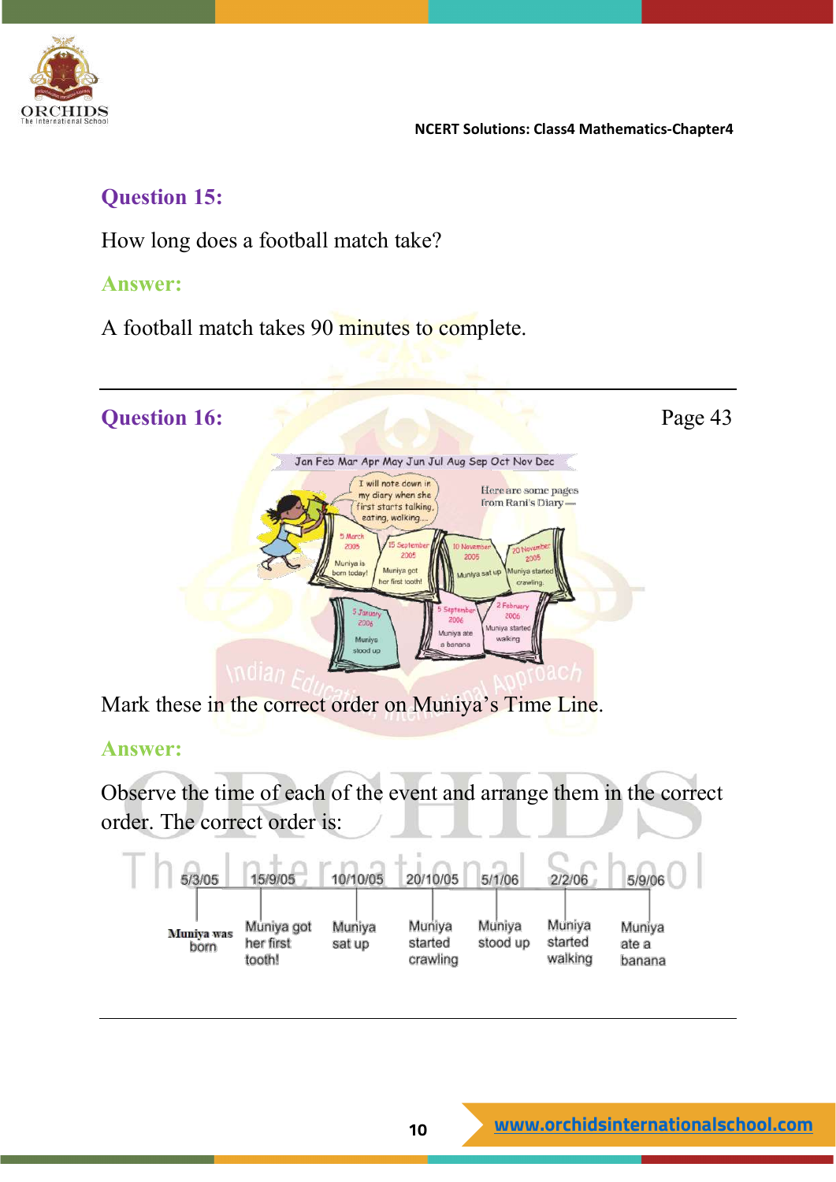**Question 15:**

How long does a football match take?

**Answer:**

A football match takes 90 minutes to complete.

---

**Question 16:** Page 43

Mark these in the correct order on Muniya's Time Line.

**Answer:**

Observe the time of each of the event and arrange them in the correct order. The correct order is:

| 5/3/05 | 15/9/05 | 10/10/05 | 20/10/05 | 5/1/06 | 2/2/06 | 5/9/06 |
|---|---|---|---|---|---|---|
| Muniya was born | Muniya got her first tooth! | Muniya sat up | Muniya started crawling | Muniya stood up | Muniya started walking | Muniya ate a banana |

---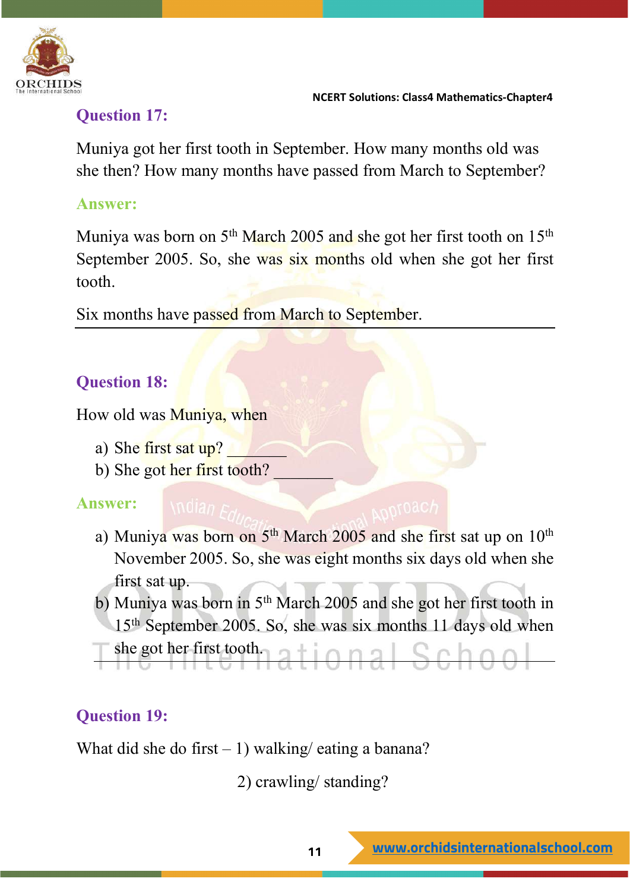### Question 17:

Muniya got her first tooth in September. How many months old was she then? How many months have passed from March to September?

**Answer:**

Muniya was born on 5th March 2005 and she got her first tooth on 15th September 2005. So, she was six months old when she got her first tooth.

Six months have passed from March to September.

---

### Question 18:

How old was Muniya, when

a) She first sat up? _______
b) She got her first tooth? _______

**Answer:**

a) Muniya was born on 5th March 2005 and she first sat up on 10th November 2005. So, she was eight months six days old when she first sat up.
b) Muniya was born in 5th March 2005 and she got her first tooth in 15th September 2005. So, she was six months 11 days old when she got her first tooth.

---

### Question 19:

What did she do first – 1) walking/ eating a banana?

2) crawling/ standing?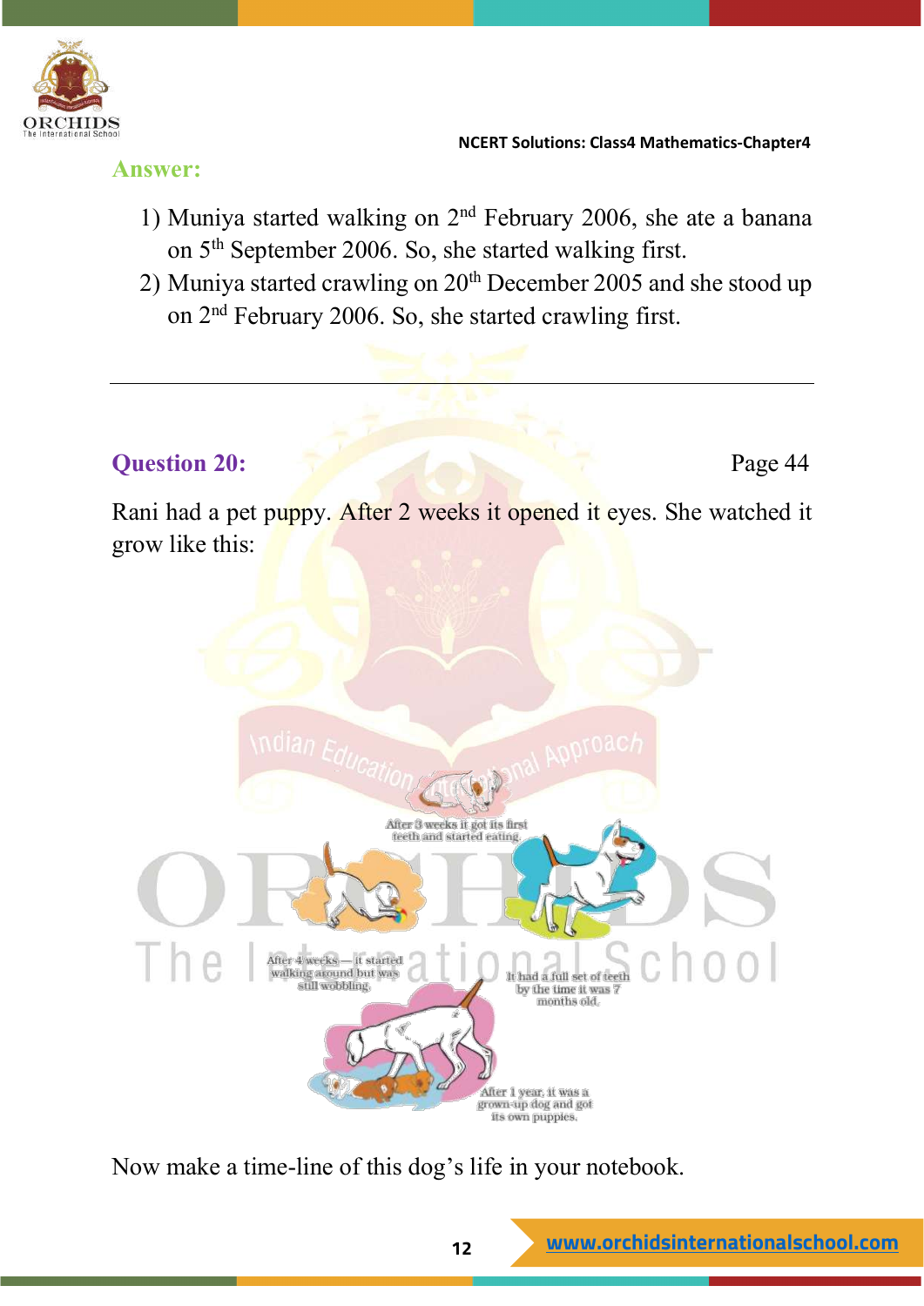**Answer:**

1) Muniya started walking on 2nd February 2006, she ate a banana on 5th September 2006. So, she started walking first.
2) Muniya started crawling on 20th December 2005 and she stood up on 2nd February 2006. So, she started crawling first.

---

**Question 20:** Page 44

Rani had a pet puppy. After 2 weeks it opened it eyes. She watched it grow like this:

After 3 weeks it got its first teeth and started eating.

After 4 weeks — it started walking around but was still wobbling.

It had a full set of teeth by the time it was 7 months old.

After 1 year, it was a grown-up dog and got its own puppies.

Now make a time-line of this dog's life in your notebook.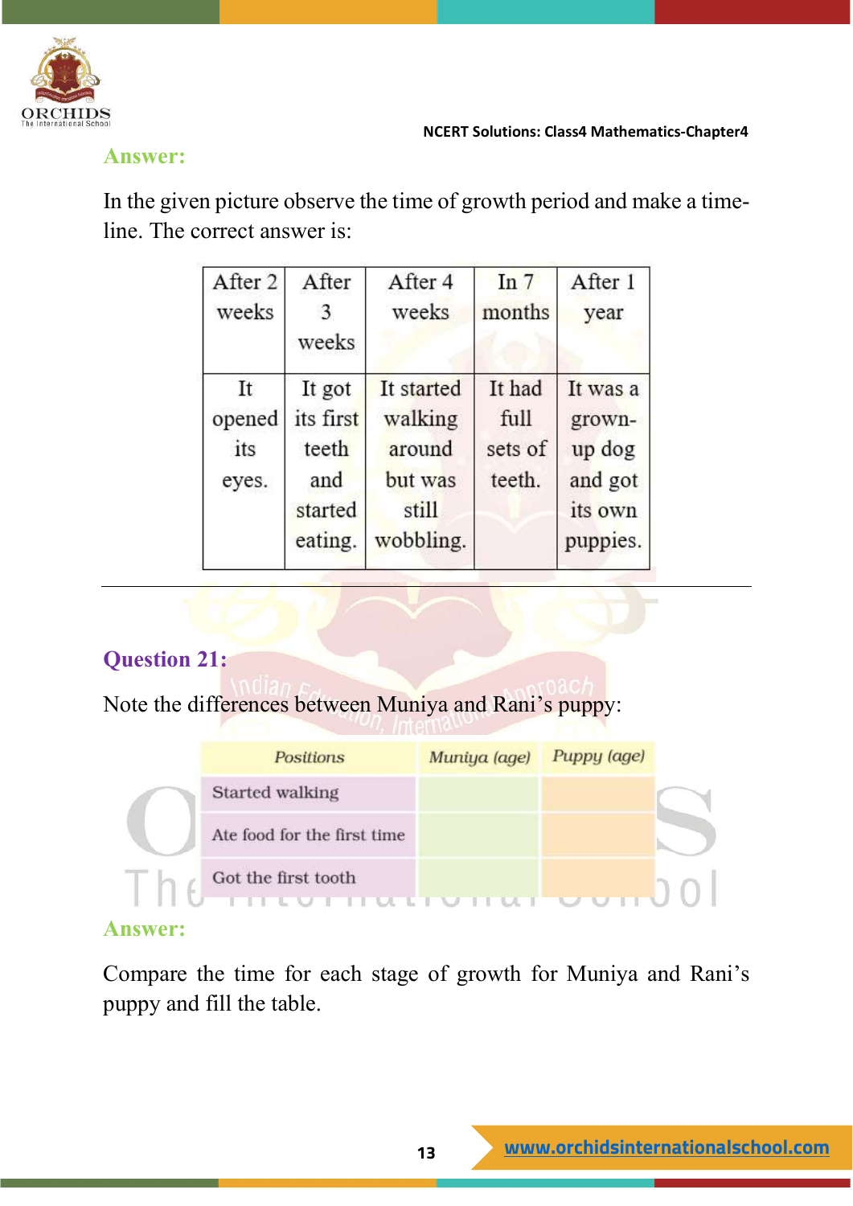**Answer:**

In the given picture observe the time of growth period and make a time-line. The correct answer is:

| After 2 weeks | After 3 weeks | After 4 weeks | In 7 months | After 1 year |
|---|---|---|---|---|
| It opened its eyes. | It got its first teeth and started eating. | It started walking around but was still wobbling. | It had full sets of teeth. | It was a grown-up dog and got its own puppies. |

---

**Question 21:**

Note the differences between Muniya and Rani's puppy:

| Positions | Muniya (age) | Puppy (age) |
|---|---|---|
| Started walking | | |
| Ate food for the first time | | |
| Got the first tooth | | |

**Answer:**

Compare the time for each stage of growth for Muniya and Rani's puppy and fill the table.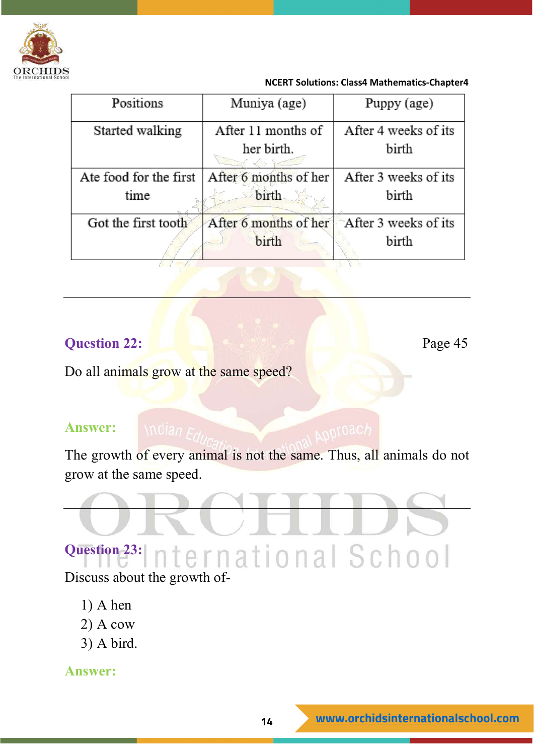| Positions | Muniya (age) | Puppy (age) |
|---|---|---|
| Started walking | After 11 months of her birth. | After 4 weeks of its birth |
| Ate food for the first time | After 6 months of her birth | After 3 weeks of its birth |
| Got the first tooth | After 6 months of her birth | After 3 weeks of its birth |

---

**Question 22:** Page 45

Do all animals grow at the same speed?

**Answer:**

The growth of every animal is not the same. Thus, all animals do not grow at the same speed.

---

**Question 23:**

Discuss about the growth of-

1) A hen
2) A cow
3) A bird.

**Answer:**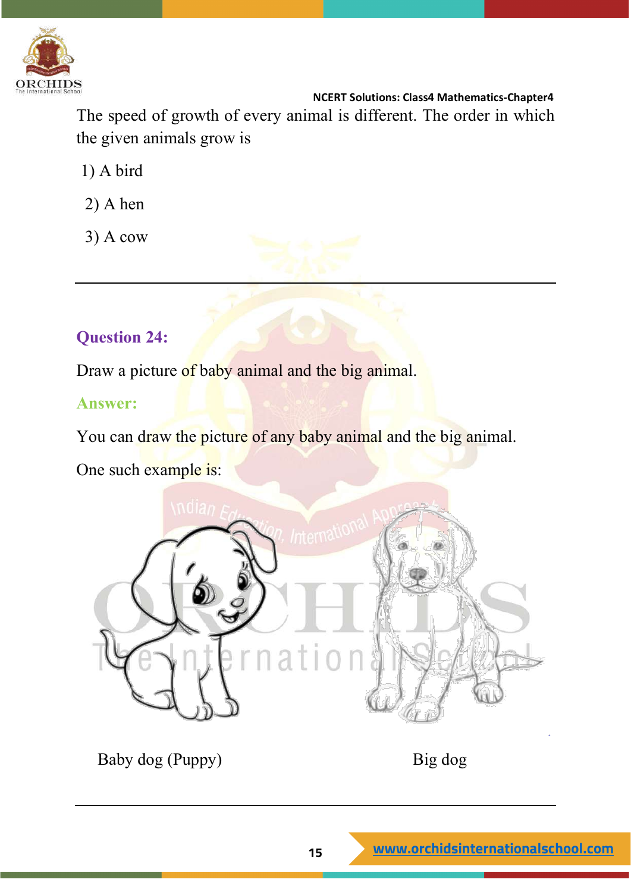The speed of growth of every animal is different. The order in which the given animals grow is

1) A bird
2) A hen
3) A cow

---

**Question 24:**

Draw a picture of baby animal and the big animal.

**Answer:**

You can draw the picture of any baby animal and the big animal.

One such example is:

Baby dog (Puppy) Big dog

---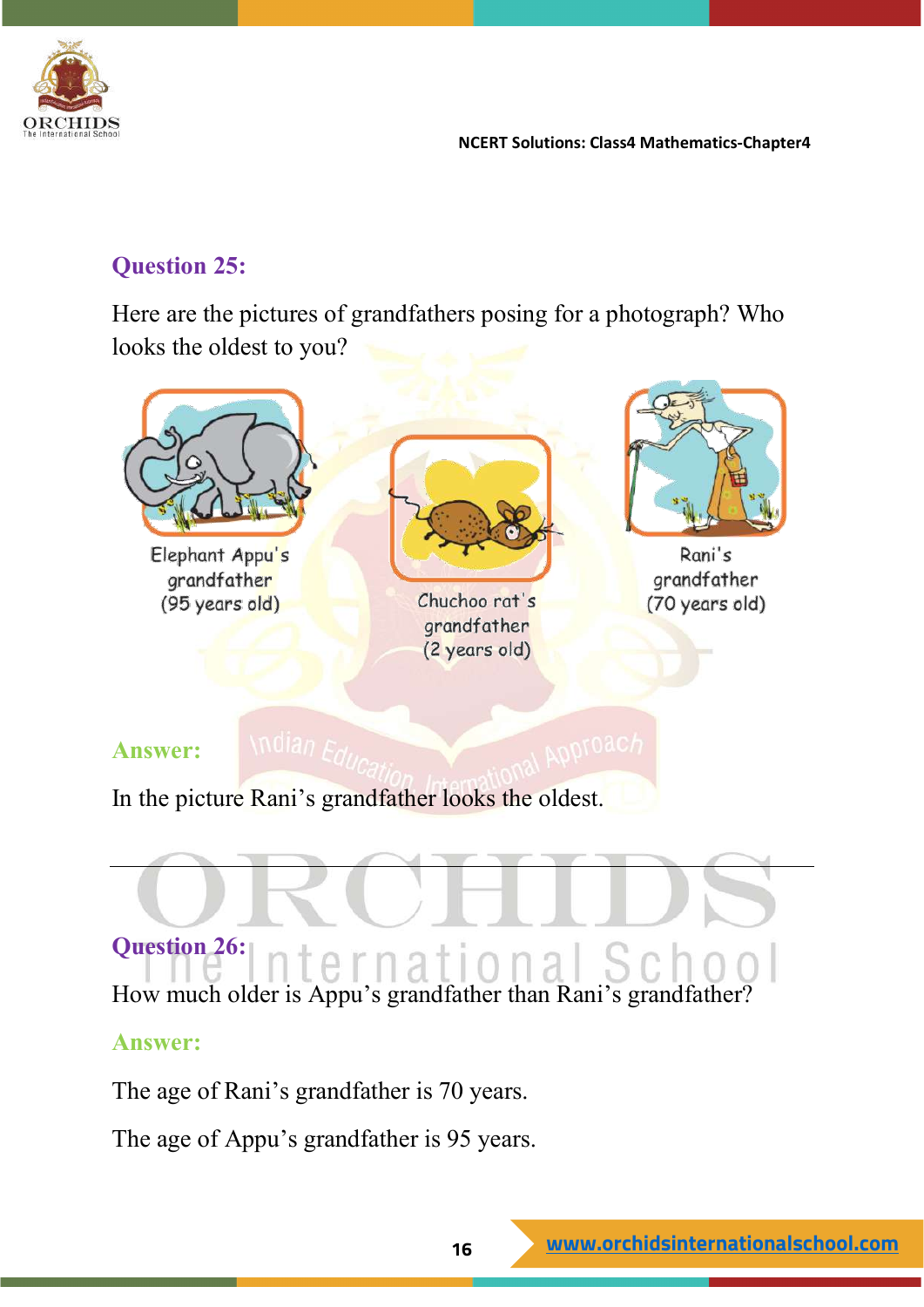## Question 25:

Here are the pictures of grandfathers posing for a photograph? Who looks the oldest to you?

Elephant Appu's grandfather (95 years old)

Chuchoo rat's grandfather (2 years old)

Rani's grandfather (70 years old)

## Answer:

In the picture Rani's grandfather looks the oldest.

---

## Question 26:

How much older is Appu's grandfather than Rani's grandfather?

## Answer:

The age of Rani's grandfather is 70 years.

The age of Appu's grandfather is 95 years.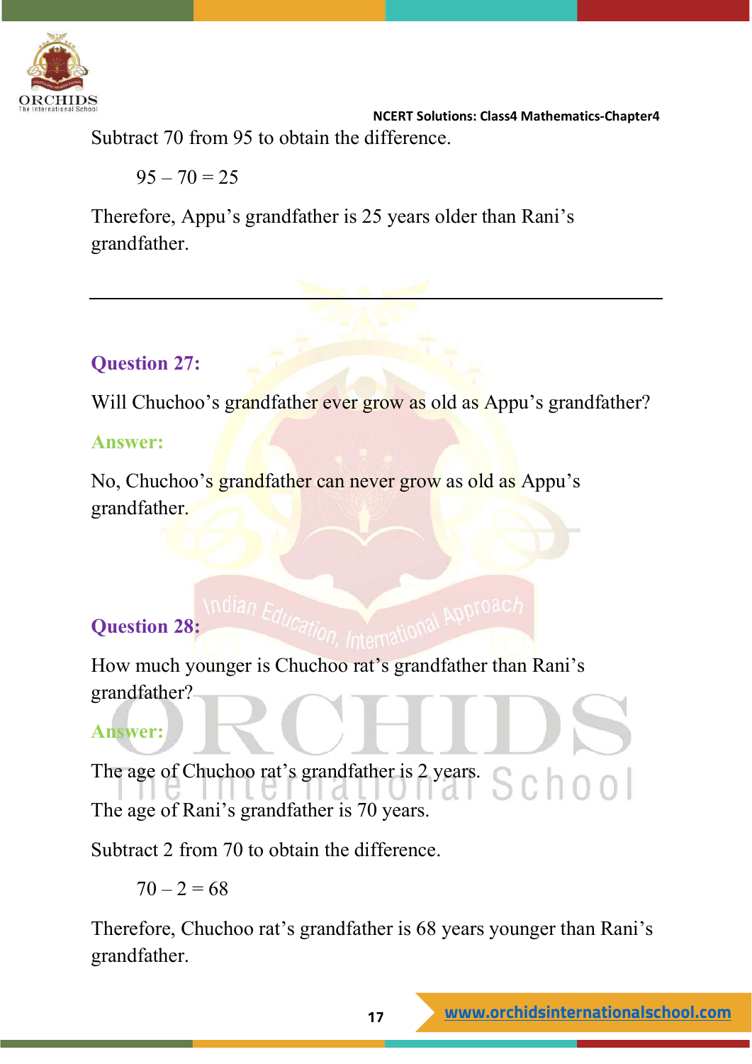Subtract 70 from 95 to obtain the difference.

$95 - 70 = 25$

Therefore, Appu's grandfather is 25 years older than Rani's grandfather.

---

### Question 27:

Will Chuchoo's grandfather ever grow as old as Appu's grandfather?

**Answer:**

No, Chuchoo's grandfather can never grow as old as Appu's grandfather.

### Question 28:

How much younger is Chuchoo rat's grandfather than Rani's grandfather?

**Answer:**

The age of Chuchoo rat's grandfather is 2 years.

The age of Rani's grandfather is 70 years.

Subtract 2 from 70 to obtain the difference.

$70 - 2 = 68$

Therefore, Chuchoo rat's grandfather is 68 years younger than Rani's grandfather.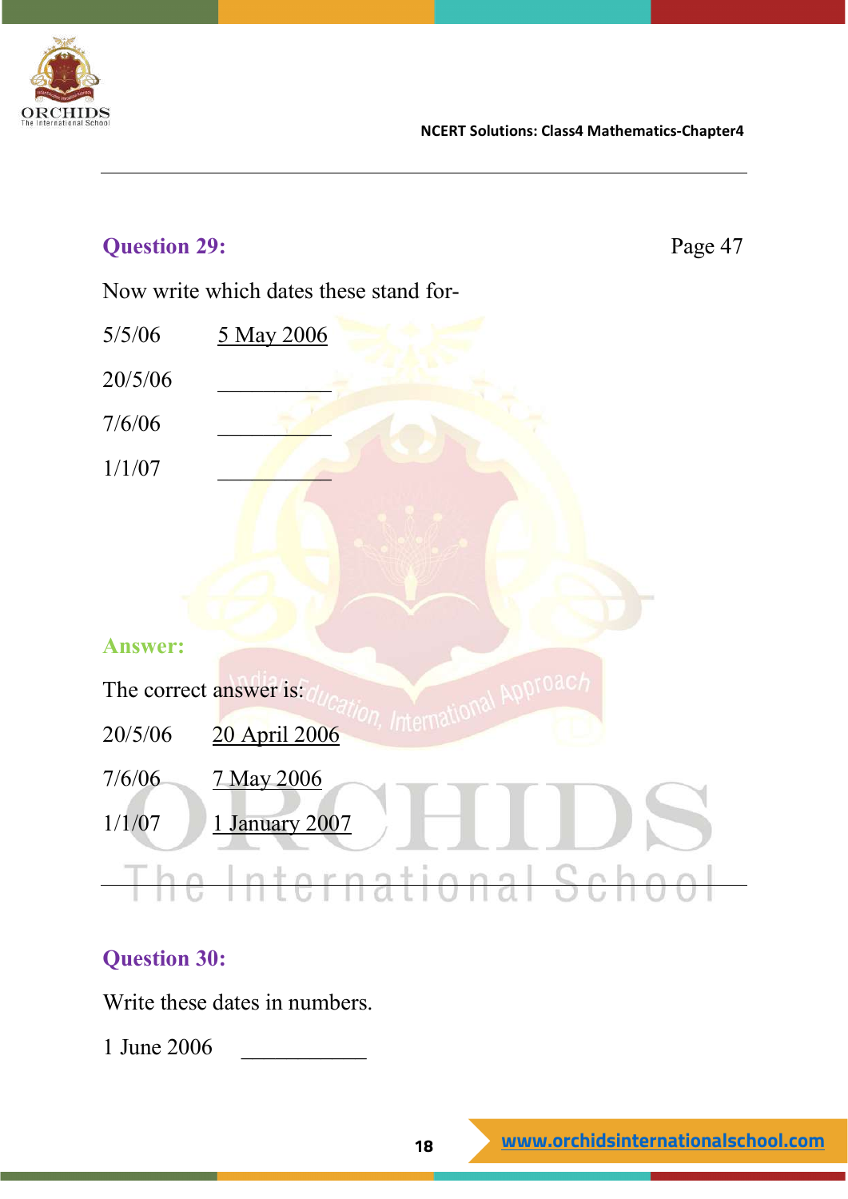### Question 29:

Page 47

Now write which dates these stand for-

5/5/06 &nbsp;&nbsp;&nbsp; <u>5 May 2006</u>

20/5/06 &nbsp;&nbsp;&nbsp; __________

7/6/06 &nbsp;&nbsp;&nbsp; __________

1/1/07 &nbsp;&nbsp;&nbsp; __________

**Answer:**

The correct answer is:

20/5/06 &nbsp;&nbsp;&nbsp; <u>20 April 2006</u>

7/6/06 &nbsp;&nbsp;&nbsp; <u>7 May 2006</u>

1/1/07 &nbsp;&nbsp;&nbsp; <u>1 January 2007</u>

---

### Question 30:

Write these dates in numbers.

1 June 2006 &nbsp;&nbsp;&nbsp; ___________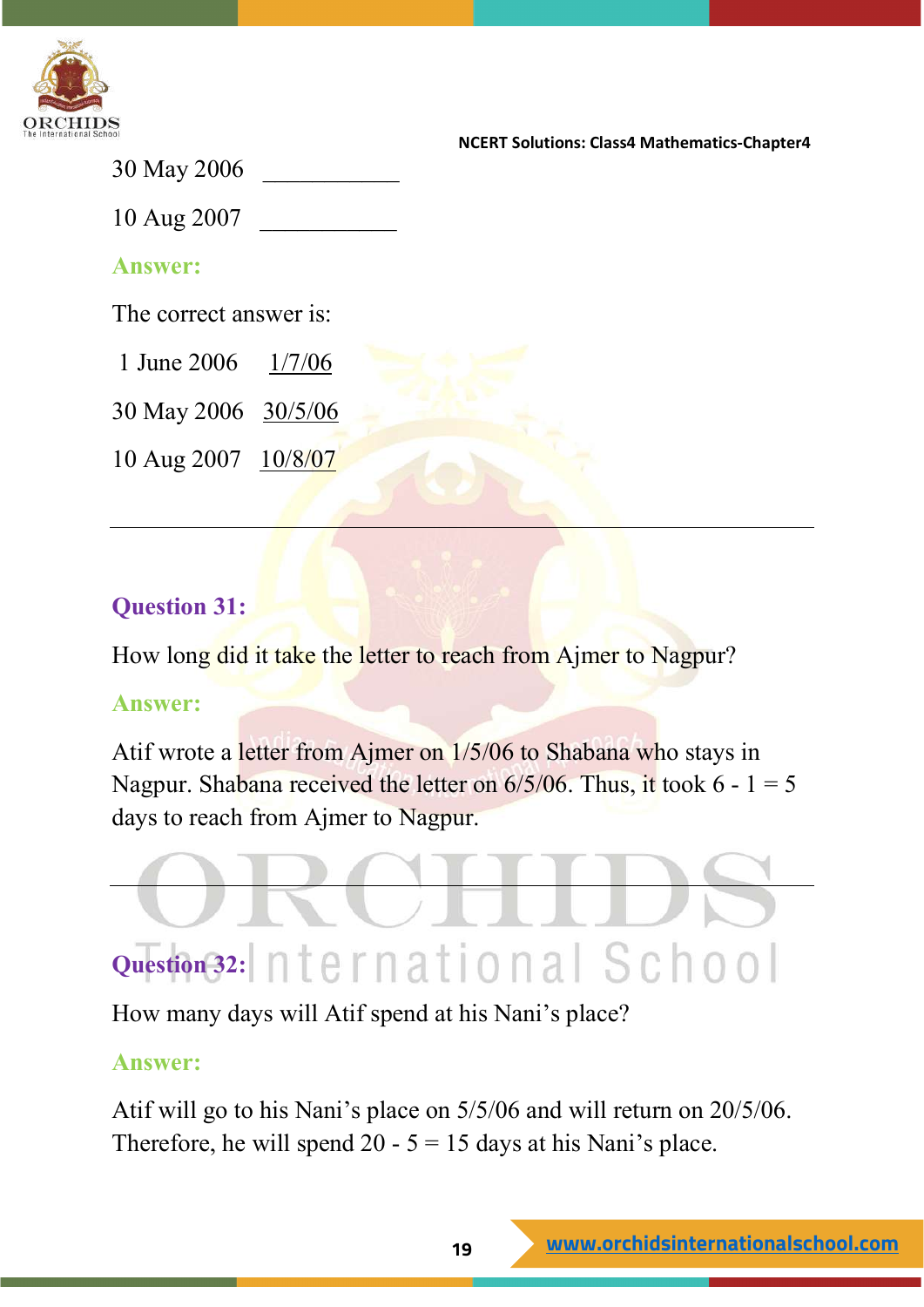30 May 2006 ___________

10 Aug 2007 ___________

**Answer:**

The correct answer is:

1 June 2006 1/7/06

30 May 2006 30/5/06

10 Aug 2007 10/8/07

---

**Question 31:**

How long did it take the letter to reach from Ajmer to Nagpur?

**Answer:**

Atif wrote a letter from Ajmer on 1/5/06 to Shabana who stays in Nagpur. Shabana received the letter on 6/5/06. Thus, it took 6 - 1 = 5 days to reach from Ajmer to Nagpur.

---

**Question 32:**

How many days will Atif spend at his Nani's place?

**Answer:**

Atif will go to his Nani's place on 5/5/06 and will return on 20/5/06. Therefore, he will spend 20 - 5 = 15 days at his Nani's place.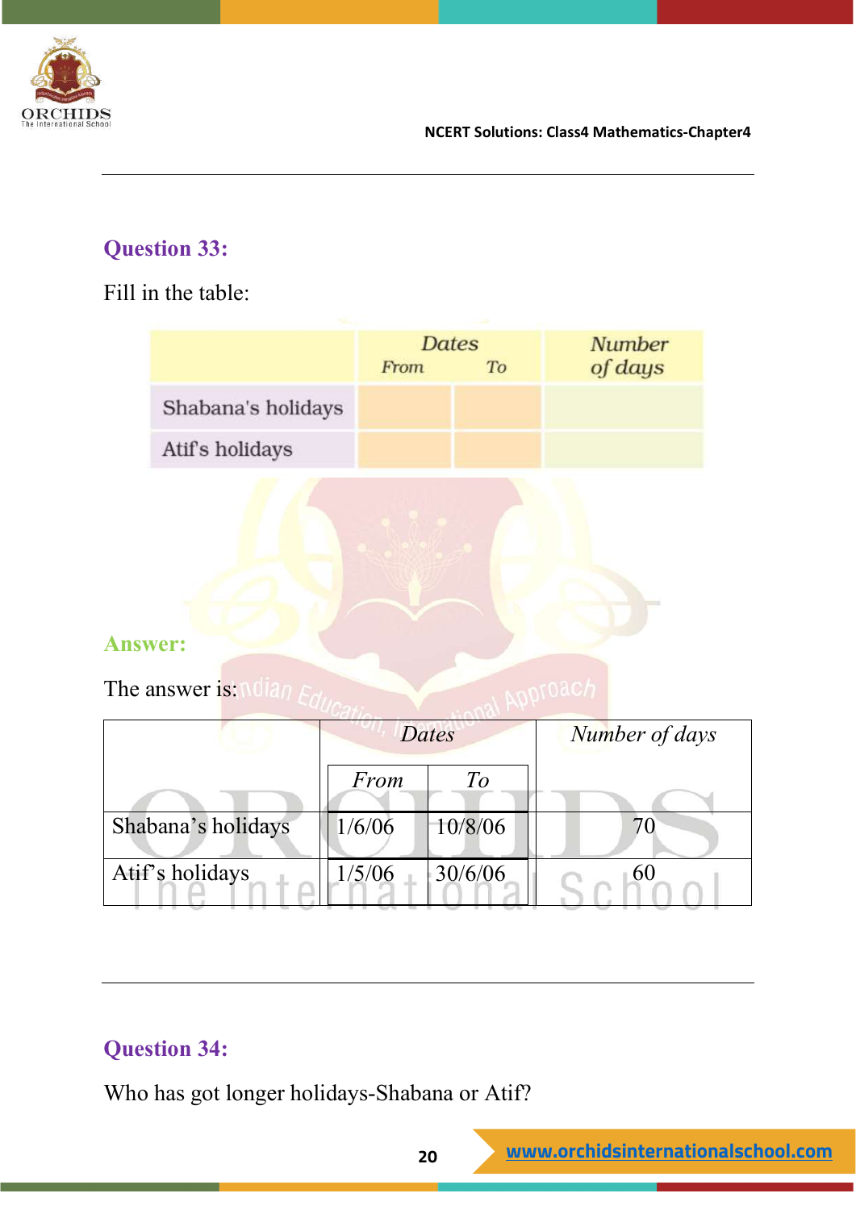### Question 33:

Fill in the table:

| | Dates | | Number of days |
|---|---|---|---|
| | From | To | |
| Shabana's holidays | | | |
| Atif's holidays | | | |

### Answer:

The answer is:

| | *Dates* | | *Number of days* |
|---|---|---|---|
| | *From* | *To* | |
| Shabana's holidays | 1/6/06 | 10/8/06 | 70 |
| Atif's holidays | 1/5/06 | 30/6/06 | 60 |

---

### Question 34:

Who has got longer holidays-Shabana or Atif?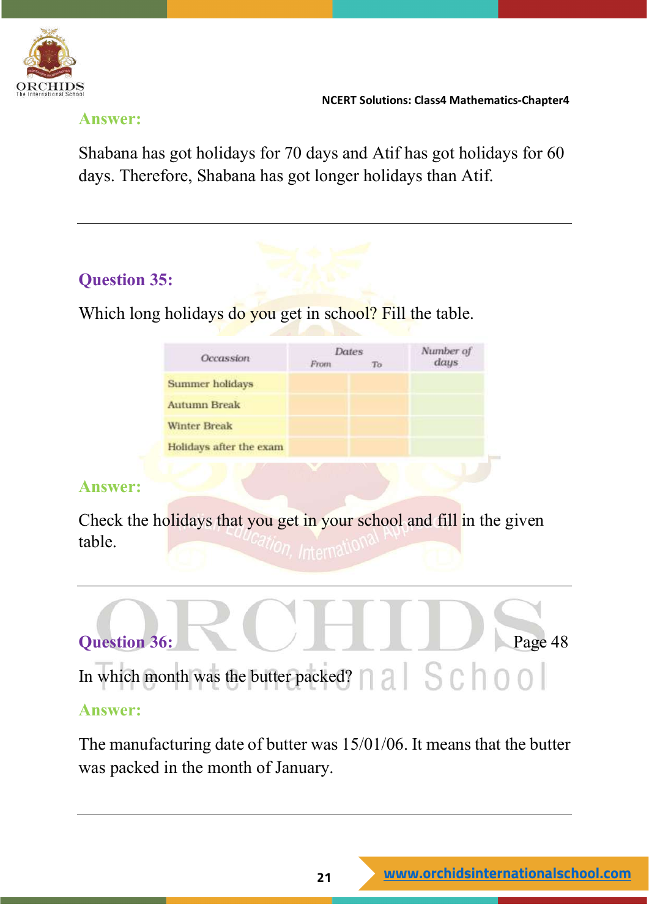**Answer:**

Shabana has got holidays for 70 days and Atif has got holidays for 60 days. Therefore, Shabana has got longer holidays than Atif.

---

**Question 35:**

Which long holidays do you get in school? Fill the table.

| Occassion | Dates | | Number of days |
|---|---|---|---|
| | From | To | |
| Summer holidays | | | |
| Autumn Break | | | |
| Winter Break | | | |
| Holidays after the exam | | | |

**Answer:**

Check the holidays that you get in your school and fill in the given table.

---

**Question 36:** Page 48

In which month was the butter packed?

**Answer:**

The manufacturing date of butter was 15/01/06. It means that the butter was packed in the month of January.

---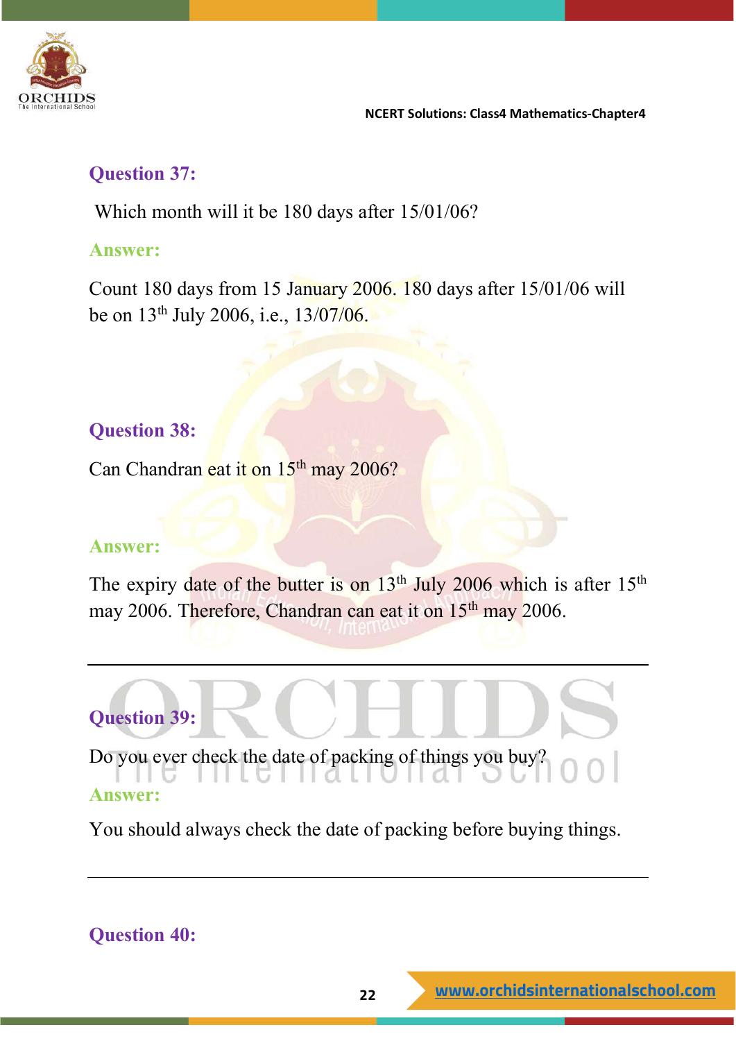### Question 37:

Which month will it be 180 days after 15/01/06?

**Answer:**

Count 180 days from 15 January 2006. 180 days after 15/01/06 will be on 13th July 2006, i.e., 13/07/06.

### Question 38:

Can Chandran eat it on 15th may 2006?

**Answer:**

The expiry date of the butter is on 13th July 2006 which is after 15th may 2006. Therefore, Chandran can eat it on 15th may 2006.

---

### Question 39:

Do you ever check the date of packing of things you buy?

**Answer:**

You should always check the date of packing before buying things.

---

### Question 40: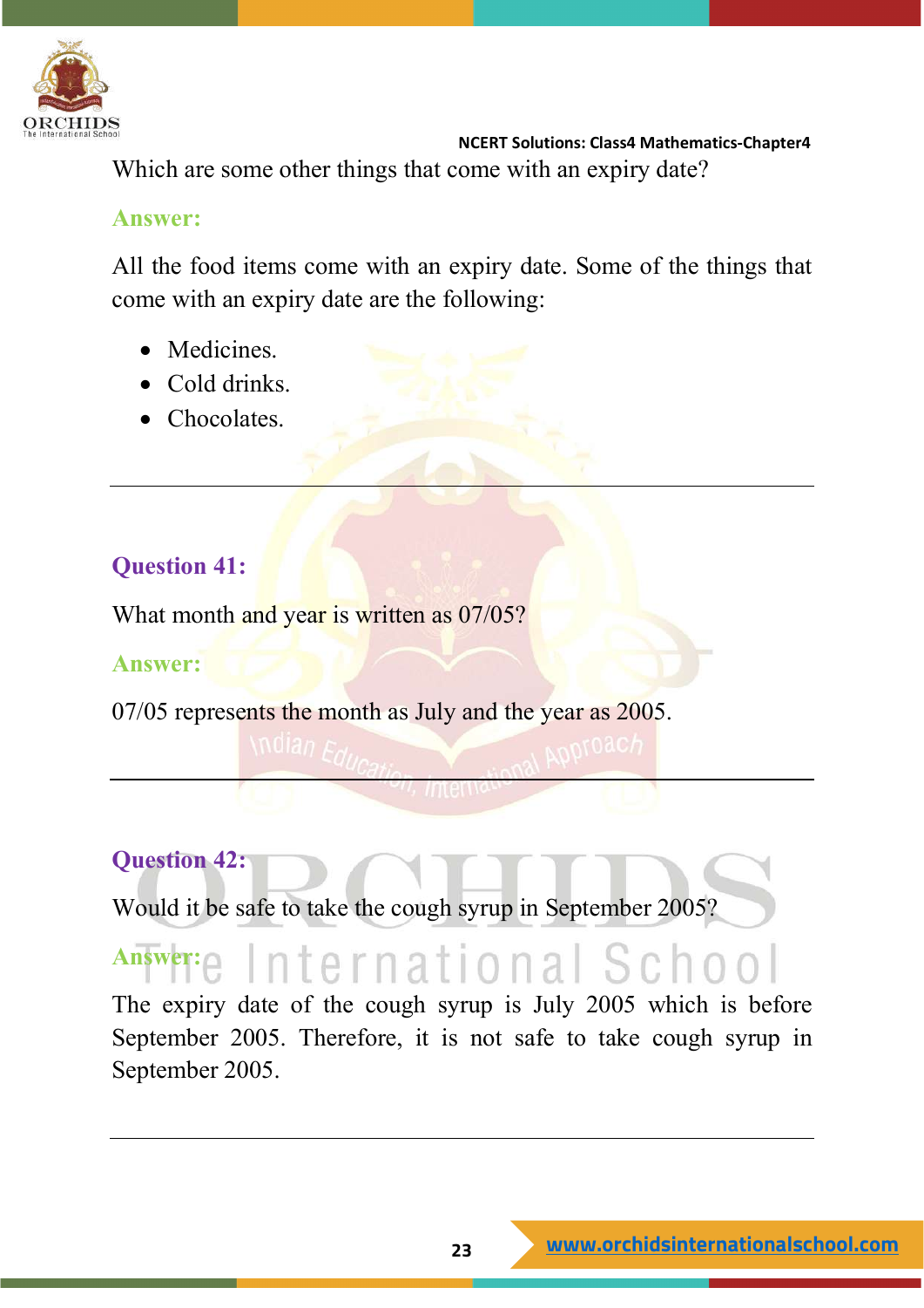Which are some other things that come with an expiry date?

**Answer:**

All the food items come with an expiry date. Some of the things that come with an expiry date are the following:

- Medicines.
- Cold drinks.
- Chocolates.

---

**Question 41:**

What month and year is written as 07/05?

**Answer:**

07/05 represents the month as July and the year as 2005.

---

**Question 42:**

Would it be safe to take the cough syrup in September 2005?

**Answer:**

The expiry date of the cough syrup is July 2005 which is before September 2005. Therefore, it is not safe to take cough syrup in September 2005.

---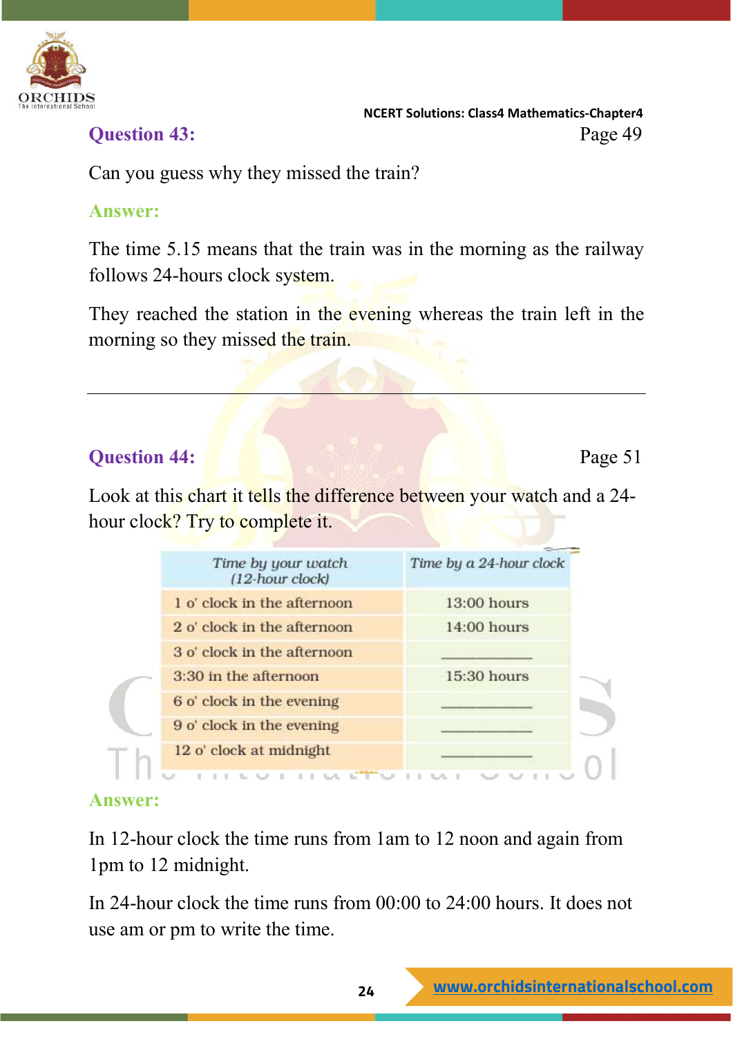**Question 43:** Page 49

Can you guess why they missed the train?

**Answer:**

The time 5.15 means that the train was in the morning as the railway follows 24-hours clock system.

They reached the station in the evening whereas the train left in the morning so they missed the train.

---

**Question 44:** Page 51

Look at this chart it tells the difference between your watch and a 24-hour clock? Try to complete it.

| *Time by your watch (12-hour clock)* | *Time by a 24-hour clock* |
|---|---|
| 1 o' clock in the afternoon | 13:00 hours |
| 2 o' clock in the afternoon | 14:00 hours |
| 3 o' clock in the afternoon | __________ |
| 3:30 in the afternoon | 15:30 hours |
| 6 o' clock in the evening | __________ |
| 9 o' clock in the evening | __________ |
| 12 o' clock at midnight | __________ |

**Answer:**

In 12-hour clock the time runs from 1am to 12 noon and again from 1pm to 12 midnight.

In 24-hour clock the time runs from 00:00 to 24:00 hours. It does not use am or pm to write the time.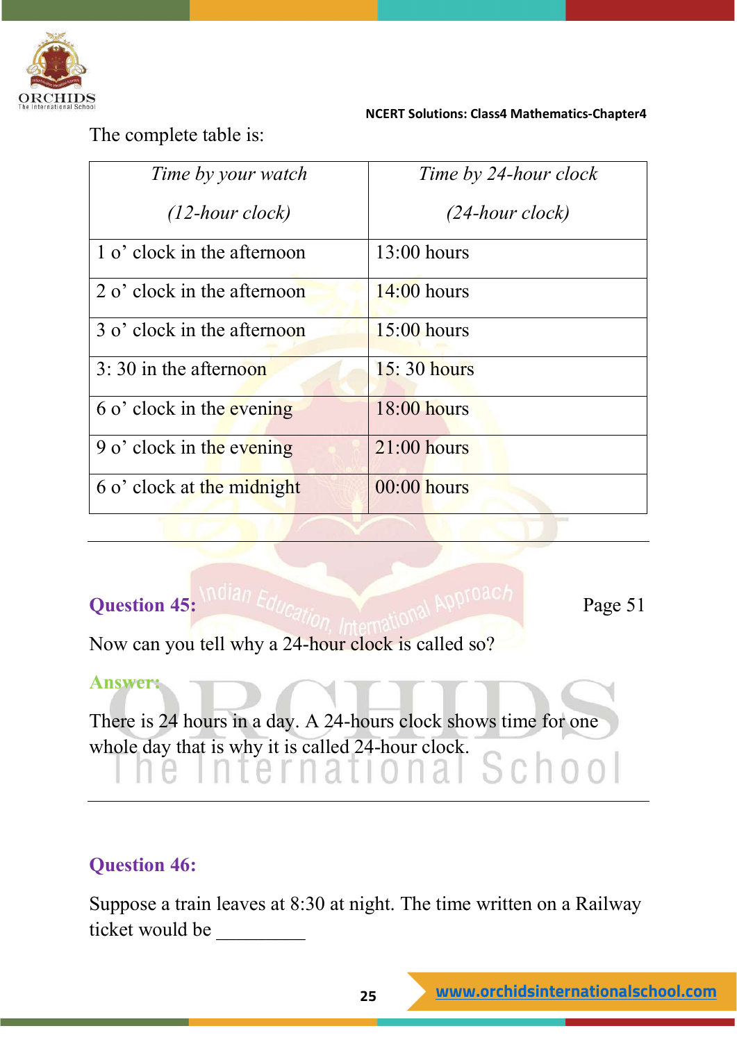The complete table is:

| *Time by your watch*<br>*(12-hour clock)* | *Time by 24-hour clock*<br>*(24-hour clock)* |
|---|---|
| 1 o' clock in the afternoon | 13:00 hours |
| 2 o' clock in the afternoon | 14:00 hours |
| 3 o' clock in the afternoon | 15:00 hours |
| 3: 30 in the afternoon | 15: 30 hours |
| 6 o' clock in the evening | 18:00 hours |
| 9 o' clock in the evening | 21:00 hours |
| 6 o' clock at the midnight | 00:00 hours |

---

**Question 45:** Page 51

Now can you tell why a 24-hour clock is called so?

**Answer:**

There is 24 hours in a day. A 24-hours clock shows time for one whole day that is why it is called 24-hour clock.

---

**Question 46:**

Suppose a train leaves at 8:30 at night. The time written on a Railway ticket would be _________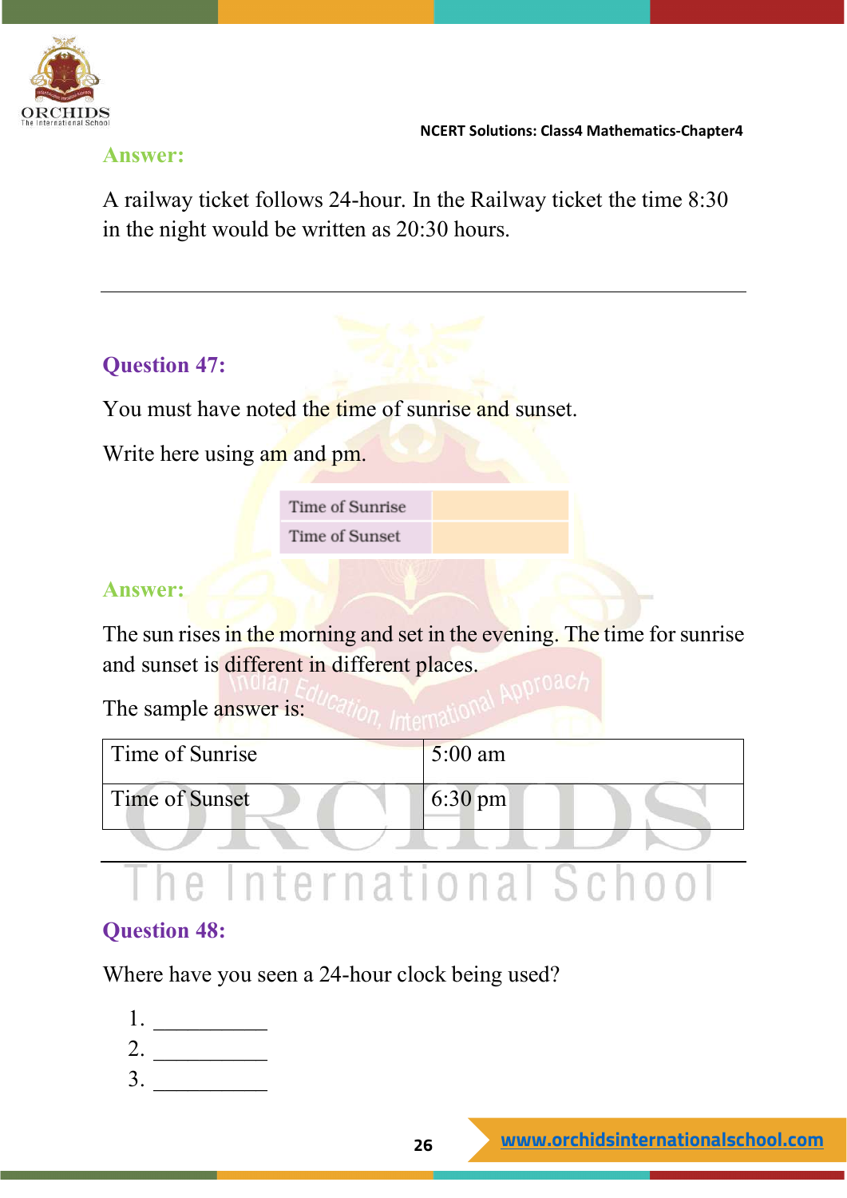**Answer:**

A railway ticket follows 24-hour. In the Railway ticket the time 8:30 in the night would be written as 20:30 hours.

---

**Question 47:**

You must have noted the time of sunrise and sunset.

Write here using am and pm.

| Time of Sunrise | |
|---|---|
| Time of Sunset | |

**Answer:**

The sun rises in the morning and set in the evening. The time for sunrise and sunset is different in different places.

The sample answer is:

| Time of Sunrise | 5:00 am |
|---|---|
| Time of Sunset | 6:30 pm |

---

**Question 48:**

Where have you seen a 24-hour clock being used?

1. __________
2. __________
3. __________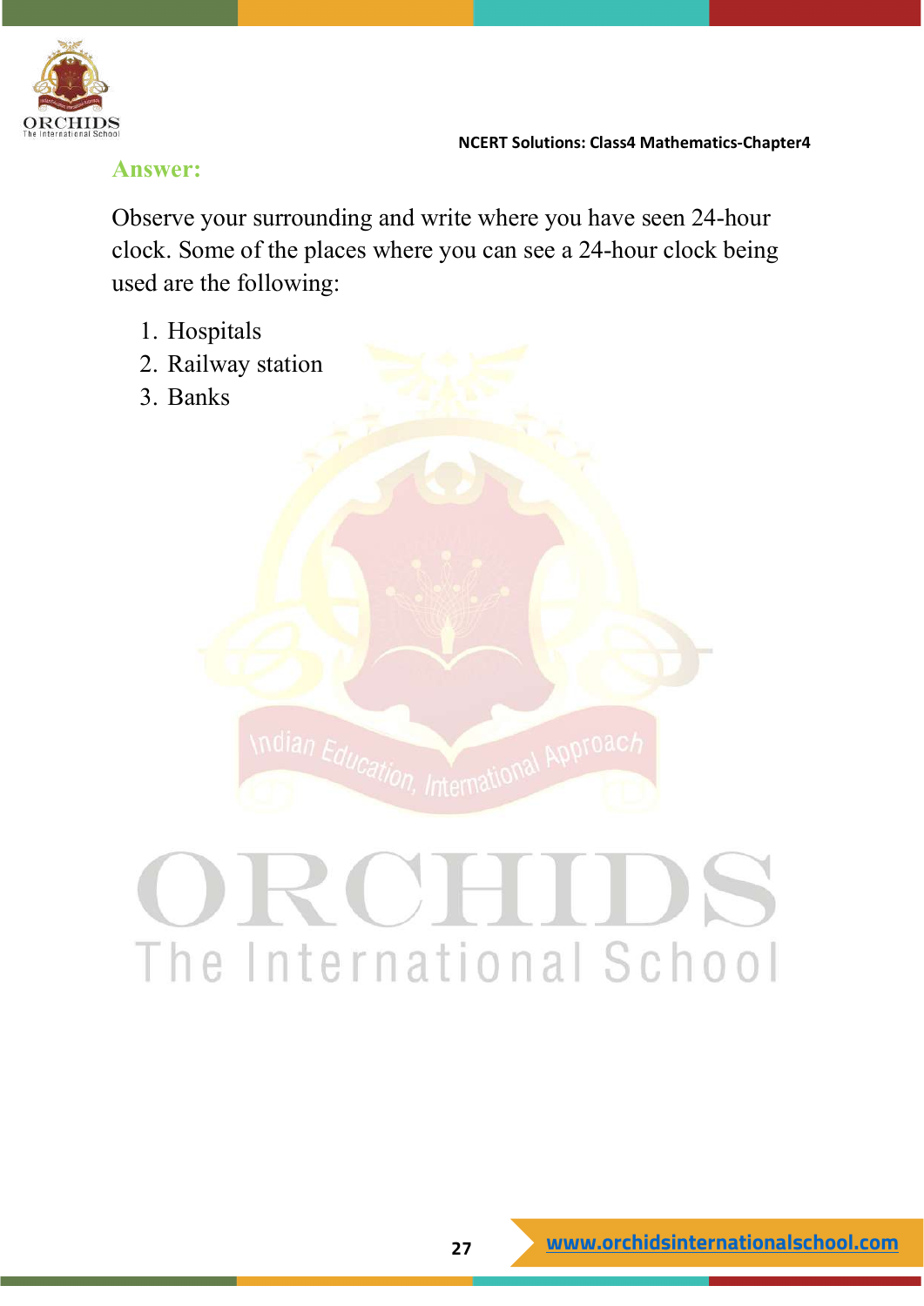**Answer:**

Observe your surrounding and write where you have seen 24-hour clock. Some of the places where you can see a 24-hour clock being used are the following:

1. Hospitals
2. Railway station
3. Banks